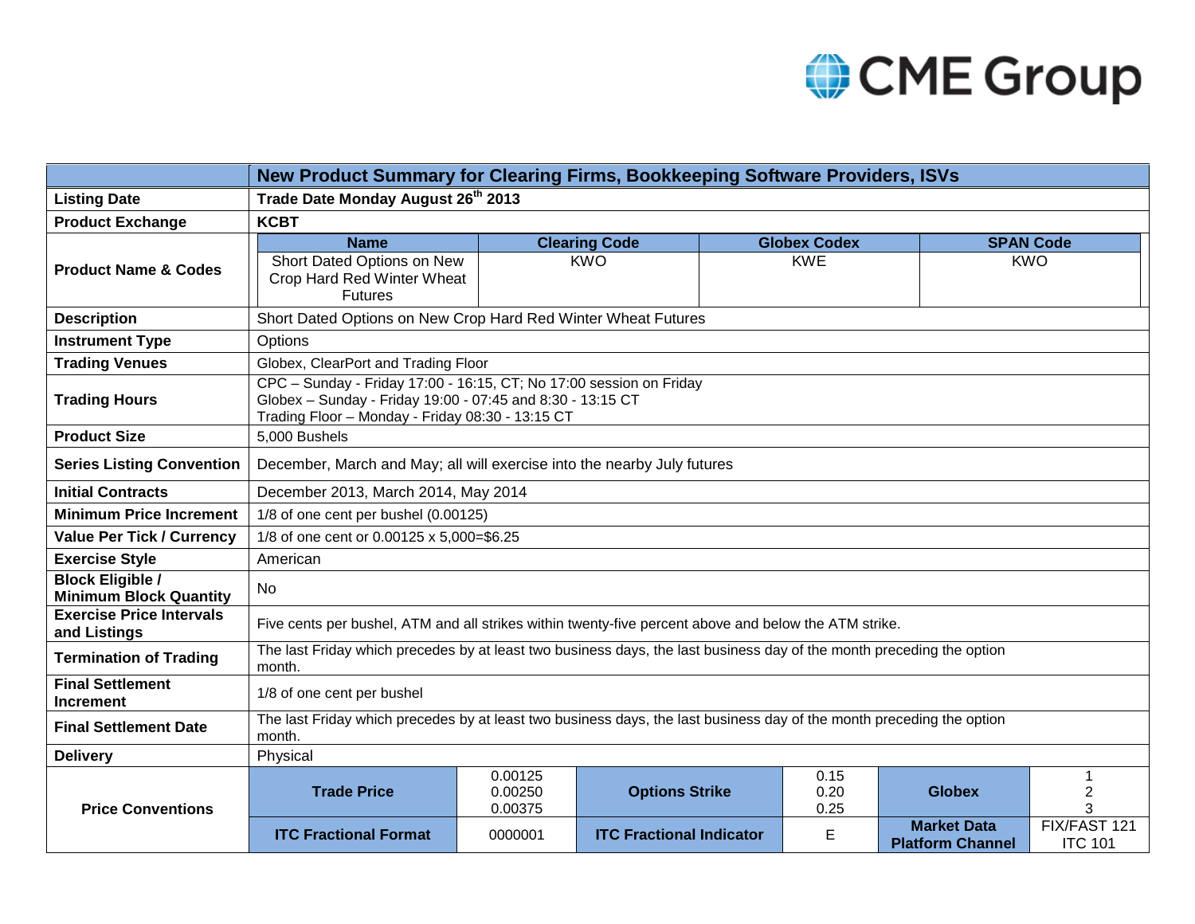CME Group

| | New Product Summary for Clearing Firms, Bookkeeping Software Providers, ISVs | | | | | |
|---|---|---|---|---|---|---|
| **Listing Date** | **Trade Date Monday August 26th 2013** | | | | | |
| **Product Exchange** | **KCBT** | | | | | |
| **Product Name & Codes** | **Name**: Short Dated Options on New Crop Hard Red Winter Wheat Futures | **Clearing Code**: KWO | **Globex Codex**: KWE | **SPAN Code**: KWO | | |
| **Description** | Short Dated Options on New Crop Hard Red Winter Wheat Futures | | | | | |
| **Instrument Type** | Options | | | | | |
| **Trading Venues** | Globex, ClearPort and Trading Floor | | | | | |
| **Trading Hours** | CPC – Sunday - Friday 17:00 - 16:15, CT; No 17:00 session on Friday<br>Globex – Sunday - Friday 19:00 - 07:45 and 8:30 - 13:15 CT<br>Trading Floor – Monday - Friday 08:30 - 13:15 CT | | | | | |
| **Product Size** | 5,000 Bushels | | | | | |
| **Series Listing Convention** | December, March and May; all will exercise into the nearby July futures | | | | | |
| **Initial Contracts** | December 2013, March 2014, May 2014 | | | | | |
| **Minimum Price Increment** | 1/8 of one cent per bushel (0.00125) | | | | | |
| **Value Per Tick / Currency** | 1/8 of one cent or 0.00125 x 5,000=$6.25 | | | | | |
| **Exercise Style** | American | | | | | |
| **Block Eligible / Minimum Block Quantity** | No | | | | | |
| **Exercise Price Intervals and Listings** | Five cents per bushel, ATM and all strikes within twenty-five percent above and below the ATM strike. | | | | | |
| **Termination of Trading** | The last Friday which precedes by at least two business days, the last business day of the month preceding the option month. | | | | | |
| **Final Settlement Increment** | 1/8 of one cent per bushel | | | | | |
| **Final Settlement Date** | The last Friday which precedes by at least two business days, the last business day of the month preceding the option month. | | | | | |
| **Delivery** | Physical | | | | | |
| **Price Conventions** | **Trade Price** | 0.00125<br>0.00250<br>0.00375 | **Options Strike** | 0.15<br>0.20<br>0.25 | **Globex** | 1<br>2<br>3 |
| | **ITC Fractional Format** | 0000001 | **ITC Fractional Indicator** | E | **Market Data Platform Channel** | FIX/FAST 121<br>ITC 101 |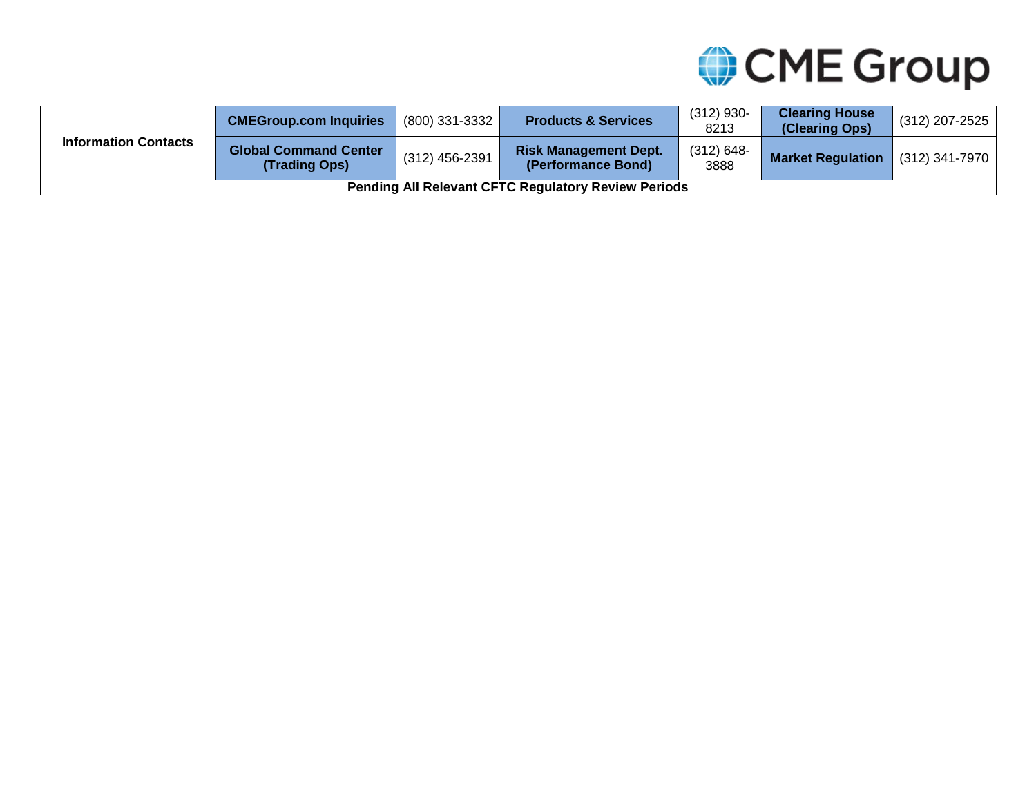| | | | | | | |
|---|---|---|---|---|---|---|
| **Information Contacts** | **CMEGroup.com Inquiries** | (800) 331-3332 | **Products & Services** | (312) 930-8213 | **Clearing House (Clearing Ops)** | (312) 207-2525 |
| | **Global Command Center (Trading Ops)** | (312) 456-2391 | **Risk Management Dept. (Performance Bond)** | (312) 648-3888 | **Market Regulation** | (312) 341-7970 |
| **Pending All Relevant CFTC Regulatory Review Periods** | | | | | | |